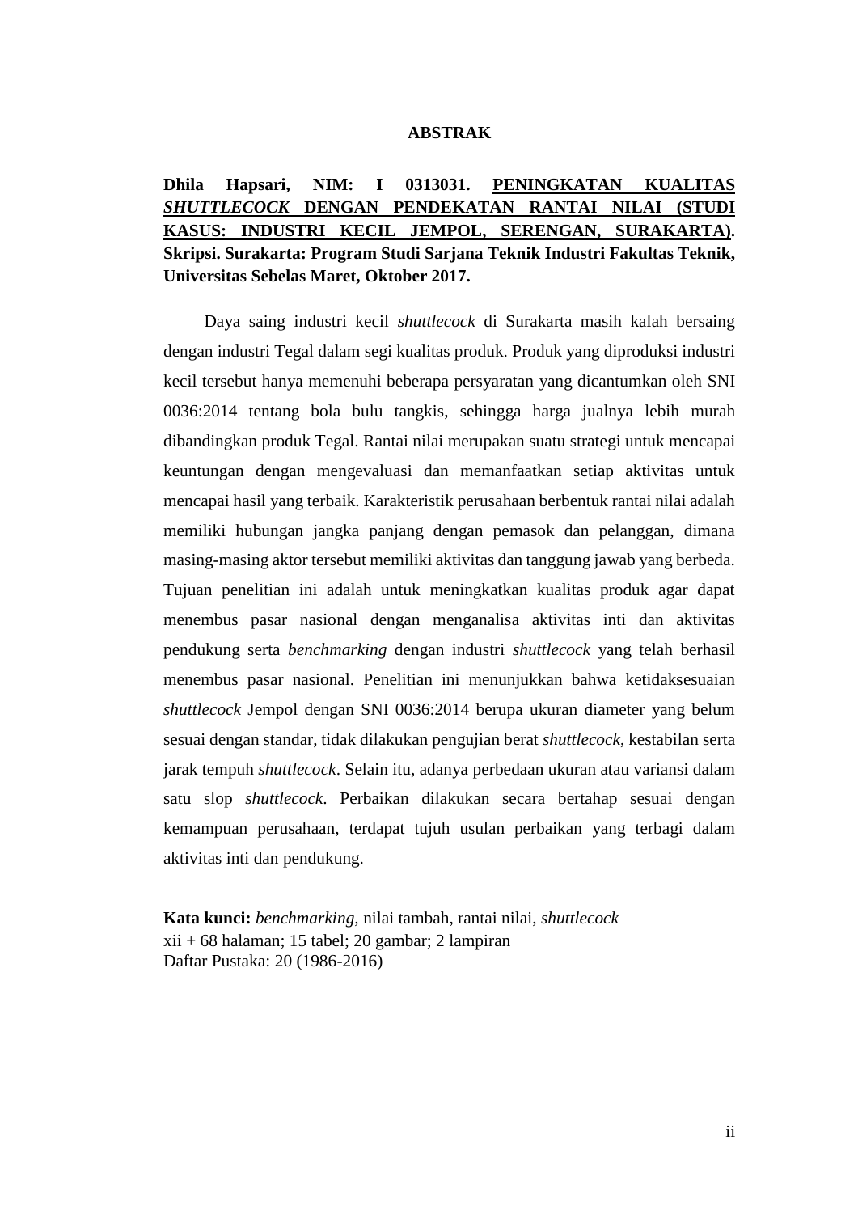# ABSTRAK

**Dhila Hapsari, NIM: I 0313031. PENINGKATAN KUALITAS *SHUTTLECOCK* DENGAN PENDEKATAN RANTAI NILAI (STUDI KASUS: INDUSTRI KECIL JEMPOL, SERENGAN, SURAKARTA). Skripsi. Surakarta: Program Studi Sarjana Teknik Industri Fakultas Teknik, Universitas Sebelas Maret, Oktober 2017.**

Daya saing industri kecil *shuttlecock* di Surakarta masih kalah bersaing dengan industri Tegal dalam segi kualitas produk. Produk yang diproduksi industri kecil tersebut hanya memenuhi beberapa persyaratan yang dicantumkan oleh SNI 0036:2014 tentang bola bulu tangkis, sehingga harga jualnya lebih murah dibandingkan produk Tegal. Rantai nilai merupakan suatu strategi untuk mencapai keuntungan dengan mengevaluasi dan memanfaatkan setiap aktivitas untuk mencapai hasil yang terbaik. Karakteristik perusahaan berbentuk rantai nilai adalah memiliki hubungan jangka panjang dengan pemasok dan pelanggan, dimana masing-masing aktor tersebut memiliki aktivitas dan tanggung jawab yang berbeda. Tujuan penelitian ini adalah untuk meningkatkan kualitas produk agar dapat menembus pasar nasional dengan menganalisa aktivitas inti dan aktivitas pendukung serta *benchmarking* dengan industri *shuttlecock* yang telah berhasil menembus pasar nasional. Penelitian ini menunjukkan bahwa ketidaksesuaian *shuttlecock* Jempol dengan SNI 0036:2014 berupa ukuran diameter yang belum sesuai dengan standar, tidak dilakukan pengujian berat *shuttlecock*, kestabilan serta jarak tempuh *shuttlecock*. Selain itu, adanya perbedaan ukuran atau variansi dalam satu slop *shuttlecock*. Perbaikan dilakukan secara bertahap sesuai dengan kemampuan perusahaan, terdapat tujuh usulan perbaikan yang terbagi dalam aktivitas inti dan pendukung.

**Kata kunci:** *benchmarking*, nilai tambah, rantai nilai, *shuttlecock*
xii + 68 halaman; 15 tabel; 20 gambar; 2 lampiran
Daftar Pustaka: 20 (1986-2016)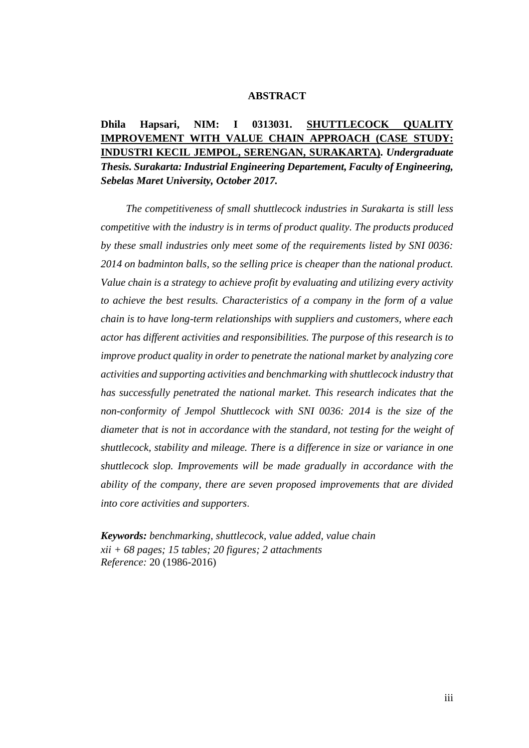# ABSTRACT

**Dhila Hapsari, NIM: I 0313031. <u>SHUTTLECOCK QUALITY IMPROVEMENT WITH VALUE CHAIN APPROACH (CASE STUDY: INDUSTRI KECIL JEMPOL, SERENGAN, SURAKARTA)</u>. *Undergraduate Thesis. Surakarta: Industrial Engineering Departement, Faculty of Engineering, Sebelas Maret University, October 2017.***

*The competitiveness of small shuttlecock industries in Surakarta is still less competitive with the industry is in terms of product quality. The products produced by these small industries only meet some of the requirements listed by SNI 0036: 2014 on badminton balls, so the selling price is cheaper than the national product. Value chain is a strategy to achieve profit by evaluating and utilizing every activity to achieve the best results. Characteristics of a company in the form of a value chain is to have long-term relationships with suppliers and customers, where each actor has different activities and responsibilities. The purpose of this research is to improve product quality in order to penetrate the national market by analyzing core activities and supporting activities and benchmarking with shuttlecock industry that has successfully penetrated the national market. This research indicates that the non-conformity of Jempol Shuttlecock with SNI 0036: 2014 is the size of the diameter that is not in accordance with the standard, not testing for the weight of shuttlecock, stability and mileage. There is a difference in size or variance in one shuttlecock slop. Improvements will be made gradually in accordance with the ability of the company, there are seven proposed improvements that are divided into core activities and supporters.*

***Keywords:*** *benchmarking, shuttlecock, value added, value chain*
*xii + 68 pages; 15 tables; 20 figures; 2 attachments*
*Reference:* 20 (1986-2016)